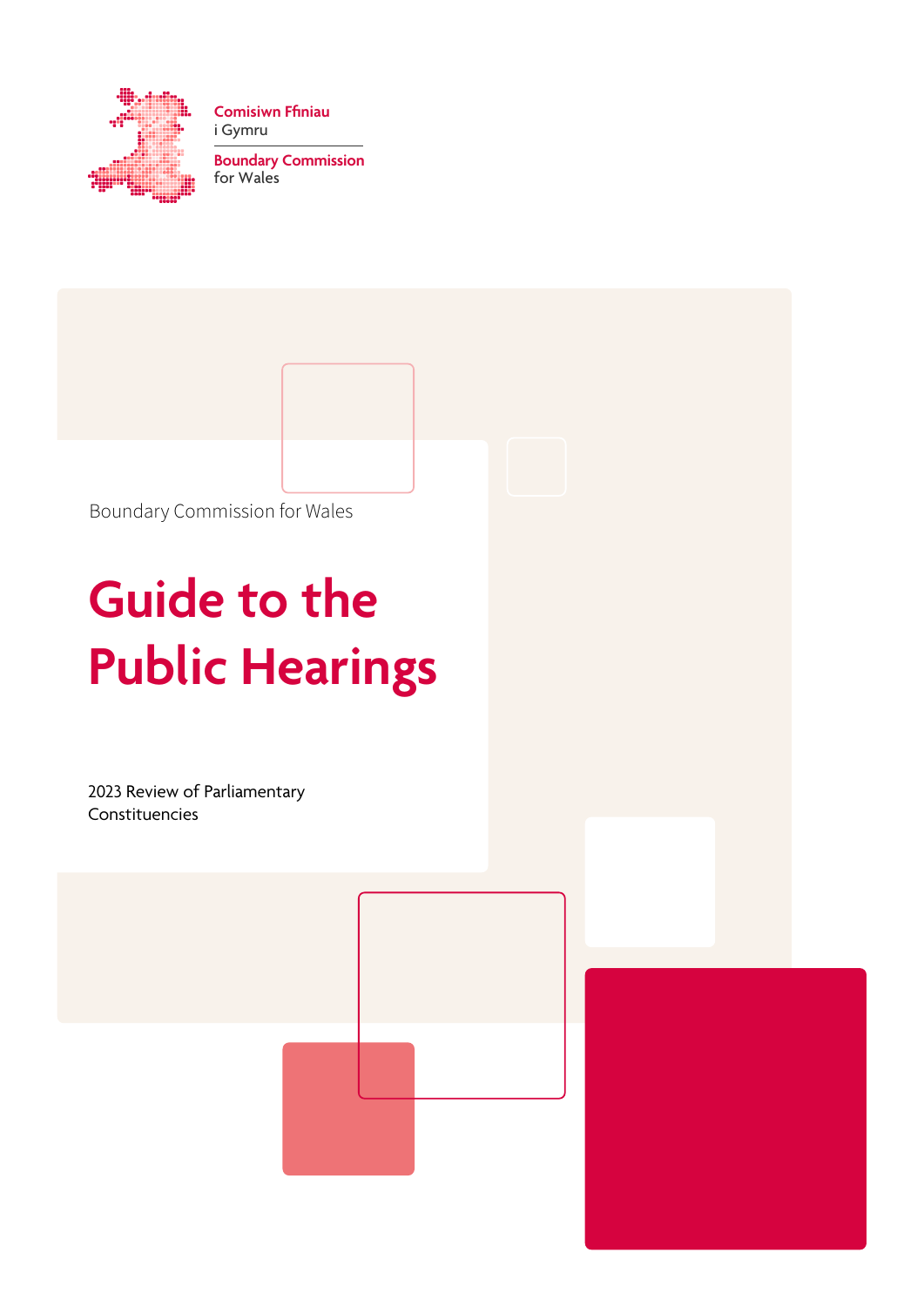Comisiwn Ffiniau i Gymru

Boundary Commission for Wales

Boundary Commission for Wales

# Guide to the Public Hearings

2023 Review of Parliamentary Constituencies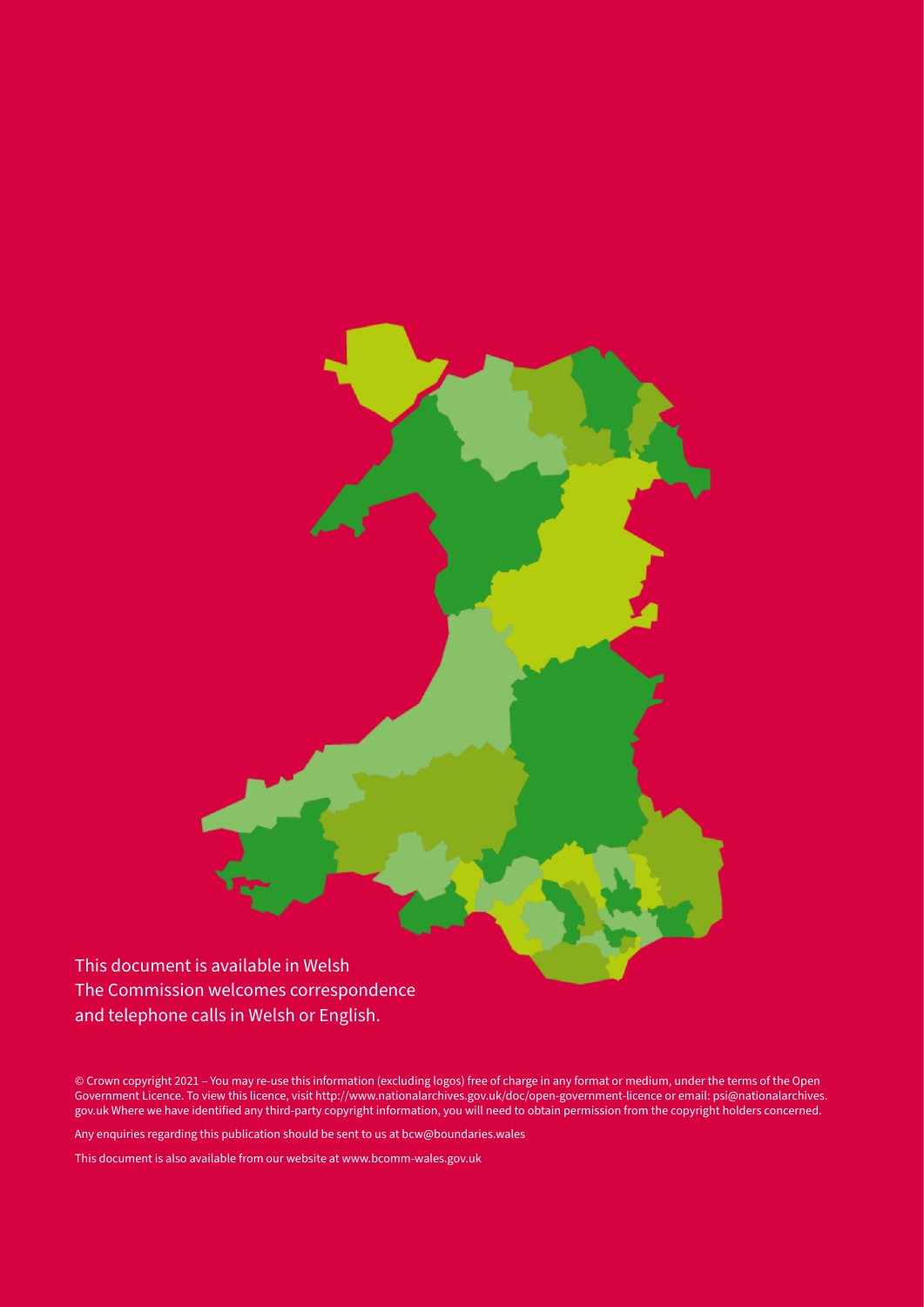This document is available in Welsh
The Commission welcomes correspondence and telephone calls in Welsh or English.

© Crown copyright 2021 – You may re-use this information (excluding logos) free of charge in any format or medium, under the terms of the Open Government Licence. To view this licence, visit http://www.nationalarchives.gov.uk/doc/open-government-licence or email: psi@nationalarchives.gov.uk Where we have identified any third-party copyright information, you will need to obtain permission from the copyright holders concerned.

Any enquiries regarding this publication should be sent to us at bcw@boundaries.wales

This document is also available from our website at www.bcomm-wales.gov.uk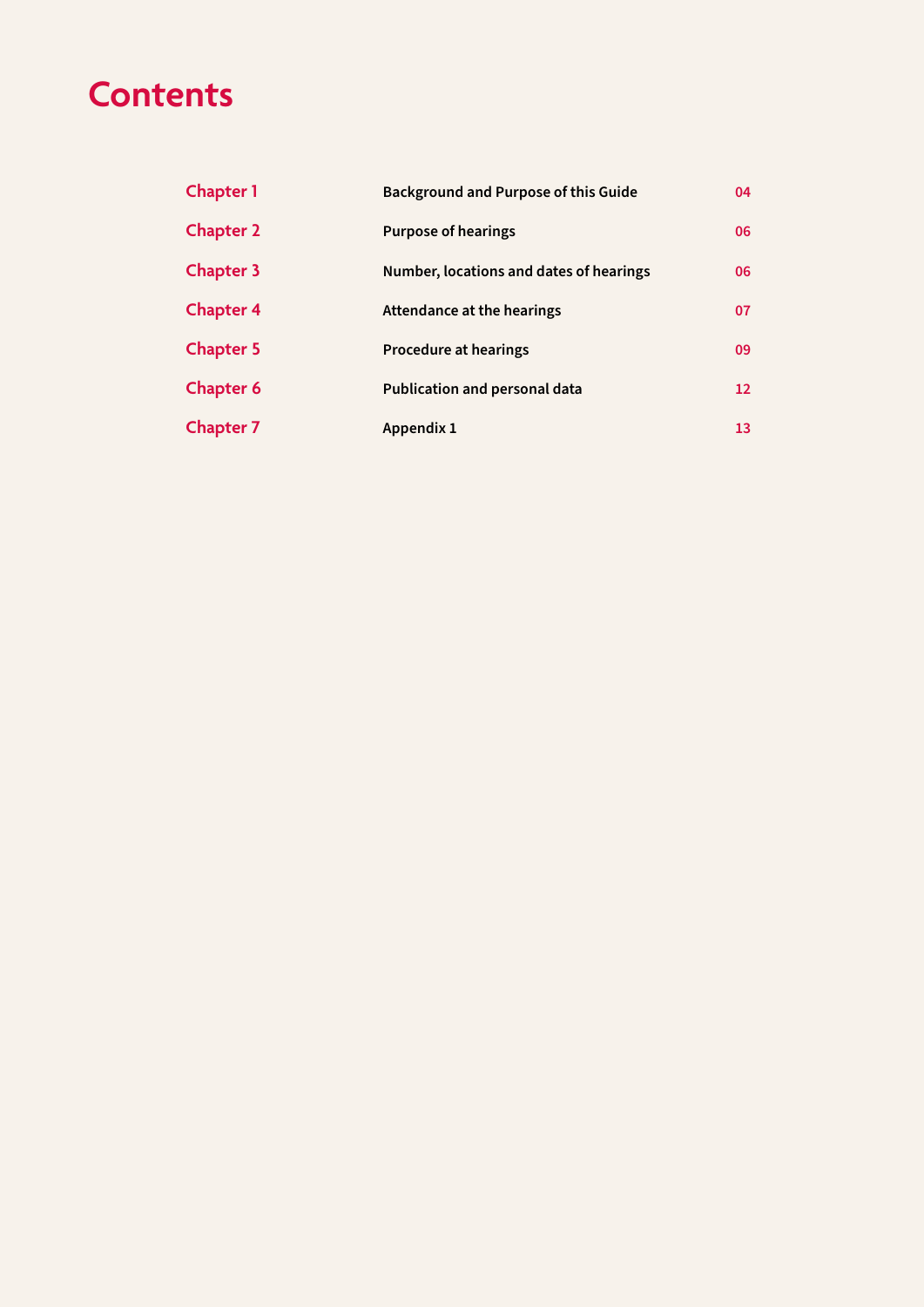# Contents

| | | |
|---|---|---|
| **Chapter 1** | **Background and Purpose of this Guide** | **04** |
| **Chapter 2** | **Purpose of hearings** | **06** |
| **Chapter 3** | **Number, locations and dates of hearings** | **06** |
| **Chapter 4** | **Attendance at the hearings** | **07** |
| **Chapter 5** | **Procedure at hearings** | **09** |
| **Chapter 6** | **Publication and personal data** | **12** |
| **Chapter 7** | **Appendix 1** | **13** |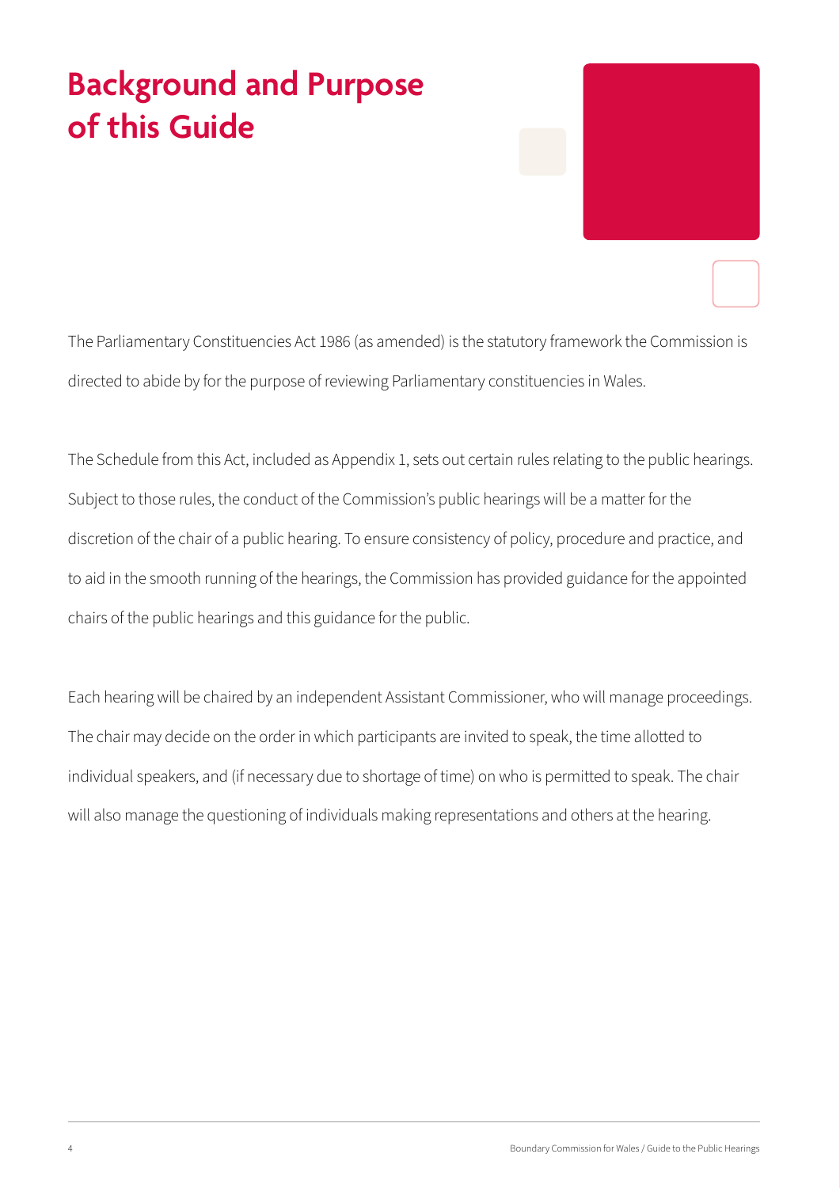# Background and Purpose of this Guide

The Parliamentary Constituencies Act 1986 (as amended) is the statutory framework the Commission is directed to abide by for the purpose of reviewing Parliamentary constituencies in Wales.

The Schedule from this Act, included as Appendix 1, sets out certain rules relating to the public hearings. Subject to those rules, the conduct of the Commission's public hearings will be a matter for the discretion of the chair of a public hearing. To ensure consistency of policy, procedure and practice, and to aid in the smooth running of the hearings, the Commission has provided guidance for the appointed chairs of the public hearings and this guidance for the public.

Each hearing will be chaired by an independent Assistant Commissioner, who will manage proceedings. The chair may decide on the order in which participants are invited to speak, the time allotted to individual speakers, and (if necessary due to shortage of time) on who is permitted to speak. The chair will also manage the questioning of individuals making representations and others at the hearing.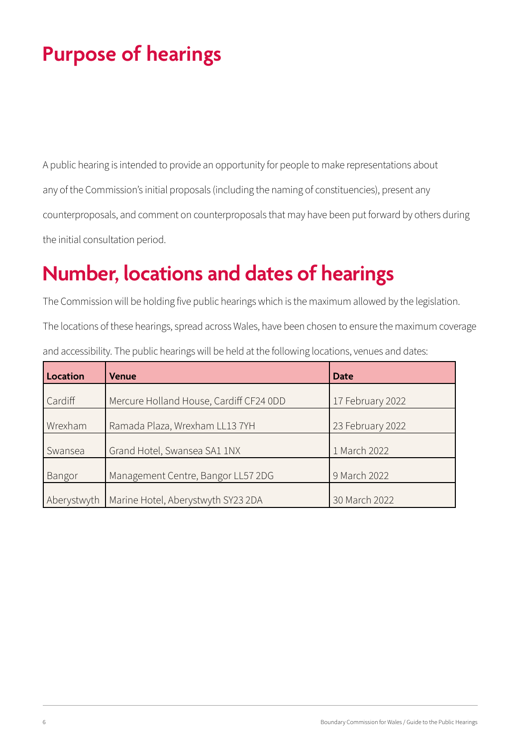# Purpose of hearings

A public hearing is intended to provide an opportunity for people to make representations about any of the Commission's initial proposals (including the naming of constituencies), present any counterproposals, and comment on counterproposals that may have been put forward by others during the initial consultation period.

# Number, locations and dates of hearings

The Commission will be holding five public hearings which is the maximum allowed by the legislation. The locations of these hearings, spread across Wales, have been chosen to ensure the maximum coverage and accessibility. The public hearings will be held at the following locations, venues and dates:

| Location | Venue | Date |
|---|---|---|
| Cardiff | Mercure Holland House, Cardiff CF24 0DD | 17 February 2022 |
| Wrexham | Ramada Plaza, Wrexham LL13 7YH | 23 February 2022 |
| Swansea | Grand Hotel, Swansea SA1 1NX | 1 March 2022 |
| Bangor | Management Centre, Bangor LL57 2DG | 9 March 2022 |
| Aberystwyth | Marine Hotel, Aberystwyth SY23 2DA | 30 March 2022 |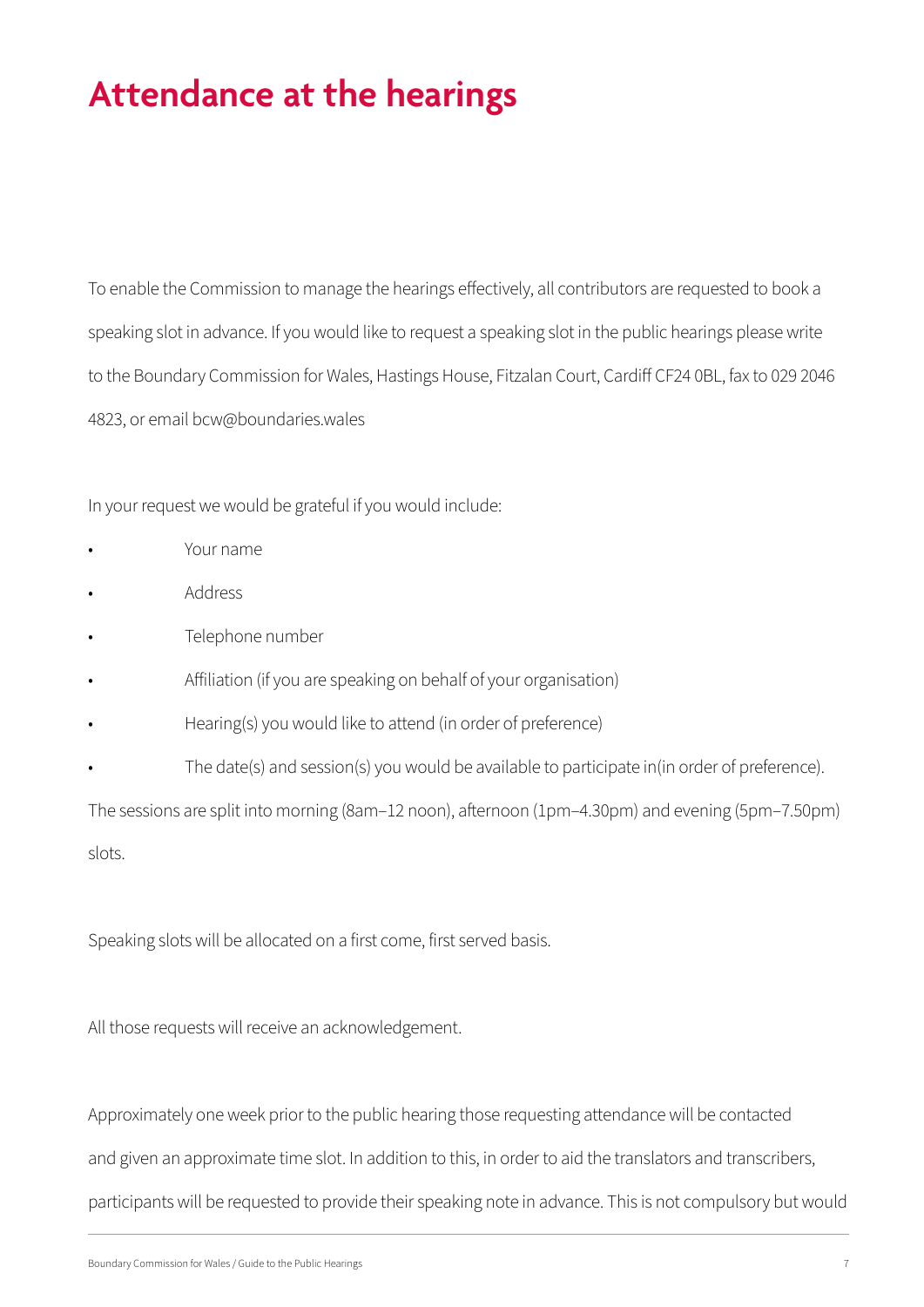# Attendance at the hearings

To enable the Commission to manage the hearings effectively, all contributors are requested to book a speaking slot in advance. If you would like to request a speaking slot in the public hearings please write to the Boundary Commission for Wales, Hastings House, Fitzalan Court, Cardiff CF24 0BL, fax to 029 2046 4823, or email bcw@boundaries.wales

In your request we would be grateful if you would include:

- Your name
- Address
- Telephone number
- Affiliation (if you are speaking on behalf of your organisation)
- Hearing(s) you would like to attend (in order of preference)
- The date(s) and session(s) you would be available to participate in(in order of preference).

The sessions are split into morning (8am–12 noon), afternoon (1pm–4.30pm) and evening (5pm–7.50pm) slots.

Speaking slots will be allocated on a first come, first served basis.

All those requests will receive an acknowledgement.

Approximately one week prior to the public hearing those requesting attendance will be contacted and given an approximate time slot. In addition to this, in order to aid the translators and transcribers, participants will be requested to provide their speaking note in advance. This is not compulsory but would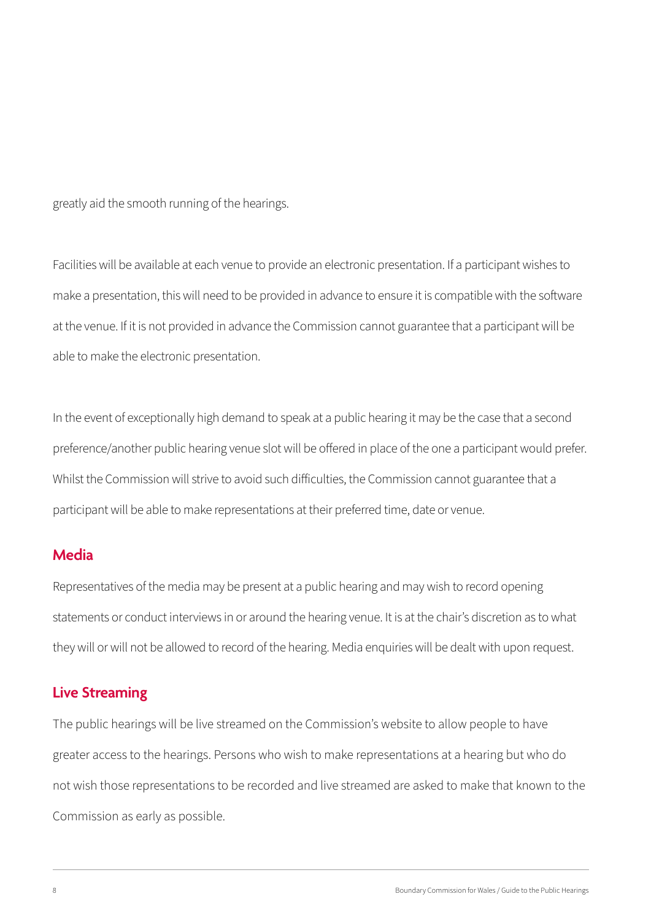greatly aid the smooth running of the hearings.

Facilities will be available at each venue to provide an electronic presentation. If a participant wishes to make a presentation, this will need to be provided in advance to ensure it is compatible with the software at the venue. If it is not provided in advance the Commission cannot guarantee that a participant will be able to make the electronic presentation.

In the event of exceptionally high demand to speak at a public hearing it may be the case that a second preference/another public hearing venue slot will be offered in place of the one a participant would prefer. Whilst the Commission will strive to avoid such difficulties, the Commission cannot guarantee that a participant will be able to make representations at their preferred time, date or venue.

## Media

Representatives of the media may be present at a public hearing and may wish to record opening statements or conduct interviews in or around the hearing venue. It is at the chair's discretion as to what they will or will not be allowed to record of the hearing. Media enquiries will be dealt with upon request.

## Live Streaming

The public hearings will be live streamed on the Commission's website to allow people to have greater access to the hearings. Persons who wish to make representations at a hearing but who do not wish those representations to be recorded and live streamed are asked to make that known to the Commission as early as possible.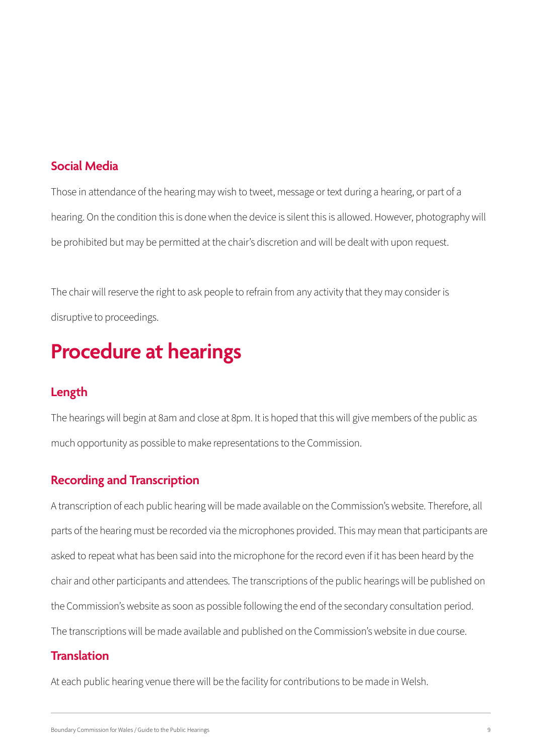### Social Media

Those in attendance of the hearing may wish to tweet, message or text during a hearing, or part of a hearing. On the condition this is done when the device is silent this is allowed. However, photography will be prohibited but may be permitted at the chair's discretion and will be dealt with upon request.

The chair will reserve the right to ask people to refrain from any activity that they may consider is disruptive to proceedings.

## Procedure at hearings

### Length

The hearings will begin at 8am and close at 8pm. It is hoped that this will give members of the public as much opportunity as possible to make representations to the Commission.

### Recording and Transcription

A transcription of each public hearing will be made available on the Commission's website. Therefore, all parts of the hearing must be recorded via the microphones provided. This may mean that participants are asked to repeat what has been said into the microphone for the record even if it has been heard by the chair and other participants and attendees. The transcriptions of the public hearings will be published on the Commission's website as soon as possible following the end of the secondary consultation period. The transcriptions will be made available and published on the Commission's website in due course.

### Translation

At each public hearing venue there will be the facility for contributions to be made in Welsh.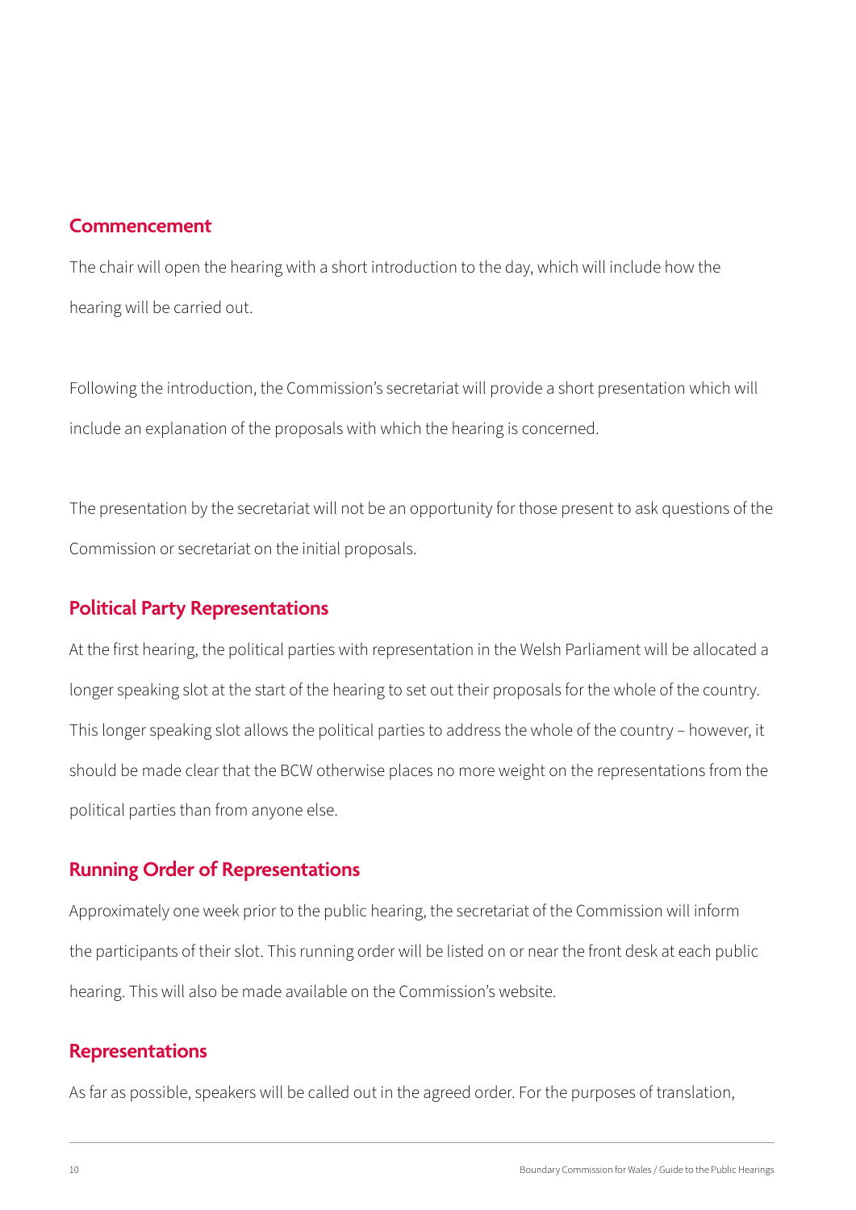## Commencement

The chair will open the hearing with a short introduction to the day, which will include how the hearing will be carried out.

Following the introduction, the Commission's secretariat will provide a short presentation which will include an explanation of the proposals with which the hearing is concerned.

The presentation by the secretariat will not be an opportunity for those present to ask questions of the Commission or secretariat on the initial proposals.

## Political Party Representations

At the first hearing, the political parties with representation in the Welsh Parliament will be allocated a longer speaking slot at the start of the hearing to set out their proposals for the whole of the country. This longer speaking slot allows the political parties to address the whole of the country – however, it should be made clear that the BCW otherwise places no more weight on the representations from the political parties than from anyone else.

## Running Order of Representations

Approximately one week prior to the public hearing, the secretariat of the Commission will inform the participants of their slot. This running order will be listed on or near the front desk at each public hearing. This will also be made available on the Commission's website.

## Representations

As far as possible, speakers will be called out in the agreed order. For the purposes of translation,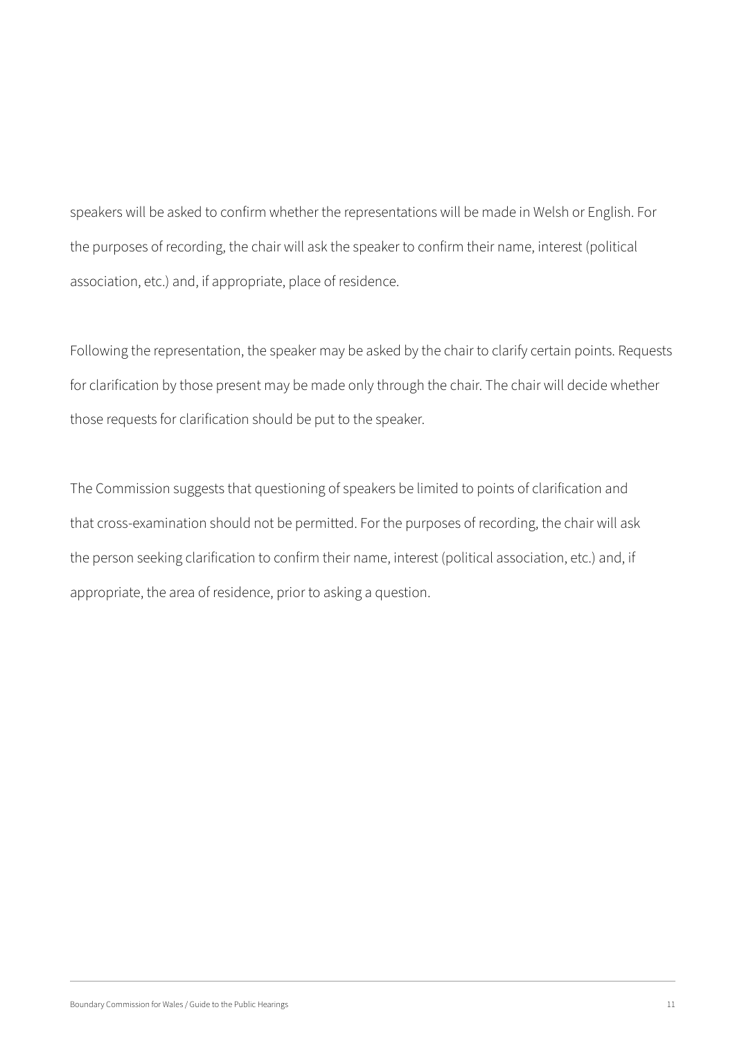speakers will be asked to confirm whether the representations will be made in Welsh or English. For the purposes of recording, the chair will ask the speaker to confirm their name, interest (political association, etc.) and, if appropriate, place of residence.

Following the representation, the speaker may be asked by the chair to clarify certain points. Requests for clarification by those present may be made only through the chair. The chair will decide whether those requests for clarification should be put to the speaker.

The Commission suggests that questioning of speakers be limited to points of clarification and that cross-examination should not be permitted. For the purposes of recording, the chair will ask the person seeking clarification to confirm their name, interest (political association, etc.) and, if appropriate, the area of residence, prior to asking a question.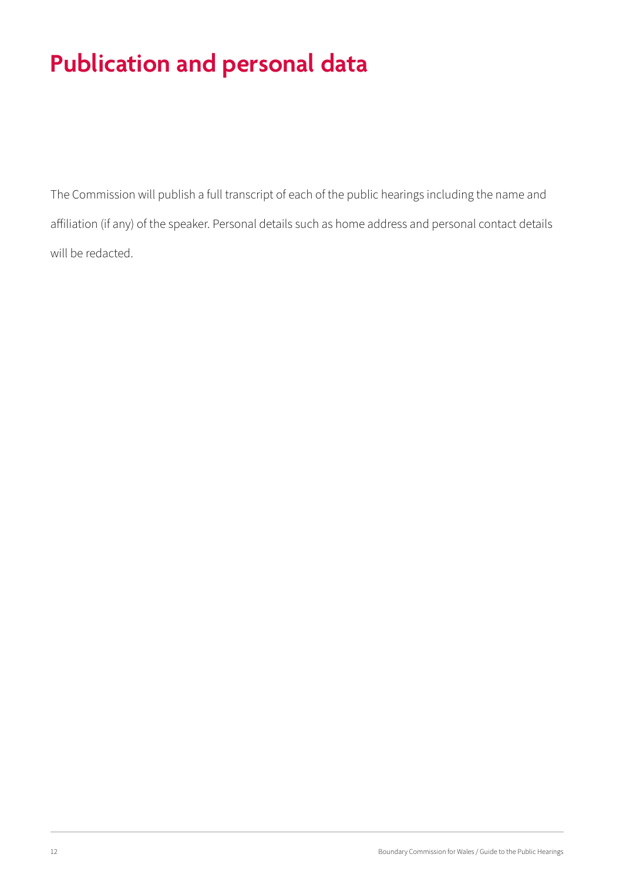# Publication and personal data

The Commission will publish a full transcript of each of the public hearings including the name and affiliation (if any) of the speaker. Personal details such as home address and personal contact details will be redacted.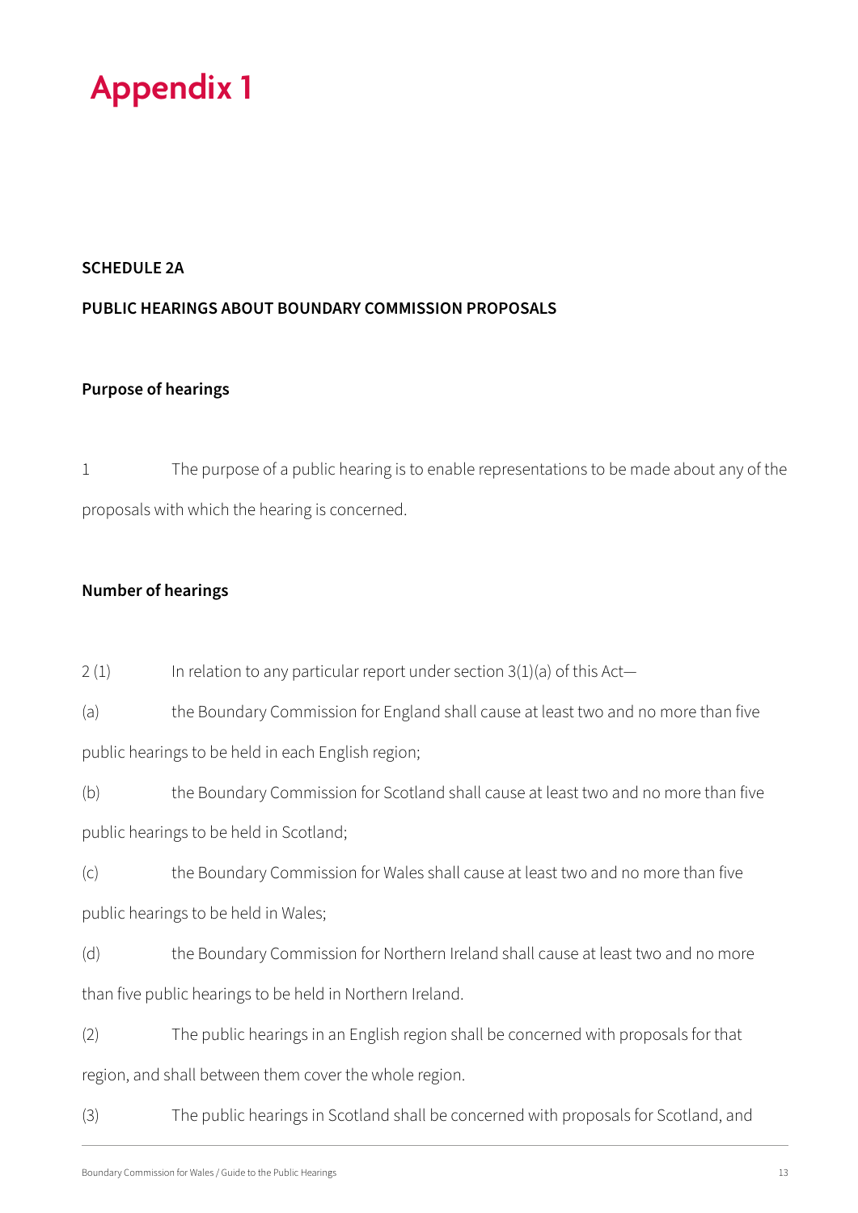# Appendix 1

**SCHEDULE 2A**

**PUBLIC HEARINGS ABOUT BOUNDARY COMMISSION PROPOSALS**

**Purpose of hearings**

1 The purpose of a public hearing is to enable representations to be made about any of the proposals with which the hearing is concerned.

**Number of hearings**

2 (1) In relation to any particular report under section 3(1)(a) of this Act—

(a) the Boundary Commission for England shall cause at least two and no more than five public hearings to be held in each English region;

(b) the Boundary Commission for Scotland shall cause at least two and no more than five public hearings to be held in Scotland;

(c) the Boundary Commission for Wales shall cause at least two and no more than five public hearings to be held in Wales;

(d) the Boundary Commission for Northern Ireland shall cause at least two and no more than five public hearings to be held in Northern Ireland.

(2) The public hearings in an English region shall be concerned with proposals for that region, and shall between them cover the whole region.

(3) The public hearings in Scotland shall be concerned with proposals for Scotland, and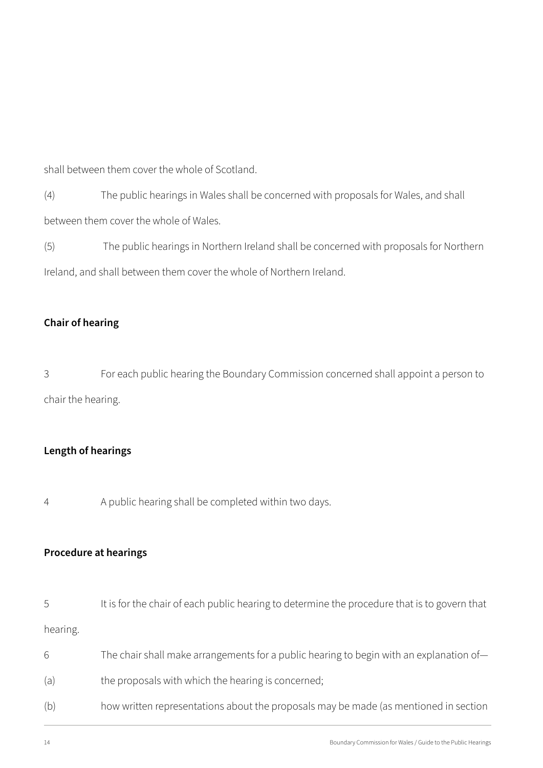shall between them cover the whole of Scotland.

(4) The public hearings in Wales shall be concerned with proposals for Wales, and shall between them cover the whole of Wales.

(5) The public hearings in Northern Ireland shall be concerned with proposals for Northern Ireland, and shall between them cover the whole of Northern Ireland.

**Chair of hearing**

3 For each public hearing the Boundary Commission concerned shall appoint a person to chair the hearing.

**Length of hearings**

4 A public hearing shall be completed within two days.

**Procedure at hearings**

5 It is for the chair of each public hearing to determine the procedure that is to govern that hearing.

6 The chair shall make arrangements for a public hearing to begin with an explanation of—

(a) the proposals with which the hearing is concerned;

(b) how written representations about the proposals may be made (as mentioned in section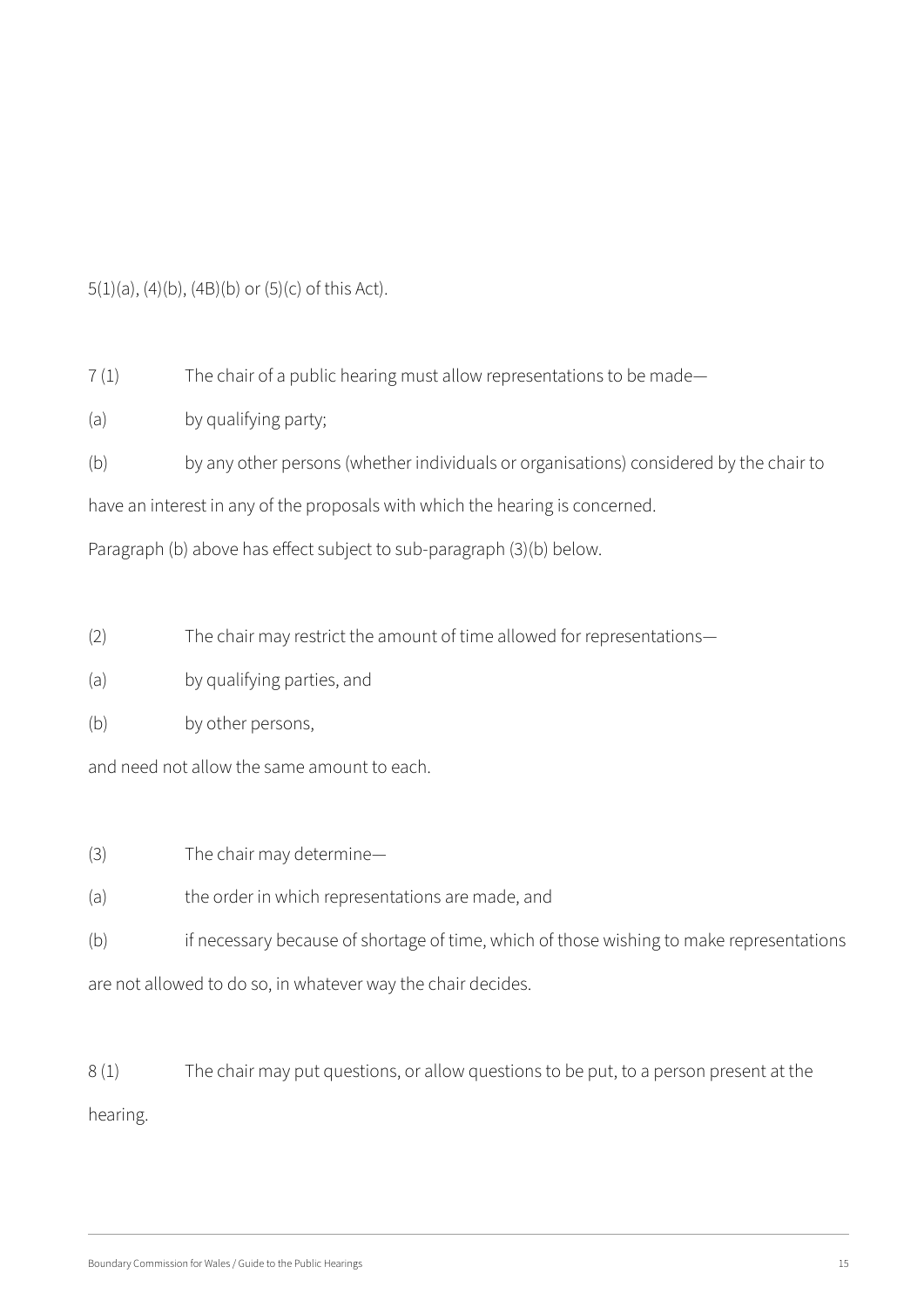5(1)(a), (4)(b), (4B)(b) or (5)(c) of this Act).

7 (1) The chair of a public hearing must allow representations to be made—

(a) by qualifying party;

(b) by any other persons (whether individuals or organisations) considered by the chair to have an interest in any of the proposals with which the hearing is concerned.

Paragraph (b) above has effect subject to sub-paragraph (3)(b) below.

(2) The chair may restrict the amount of time allowed for representations—

(a) by qualifying parties, and

(b) by other persons,

and need not allow the same amount to each.

(3) The chair may determine—

(a) the order in which representations are made, and

(b) if necessary because of shortage of time, which of those wishing to make representations are not allowed to do so, in whatever way the chair decides.

8 (1) The chair may put questions, or allow questions to be put, to a person present at the hearing.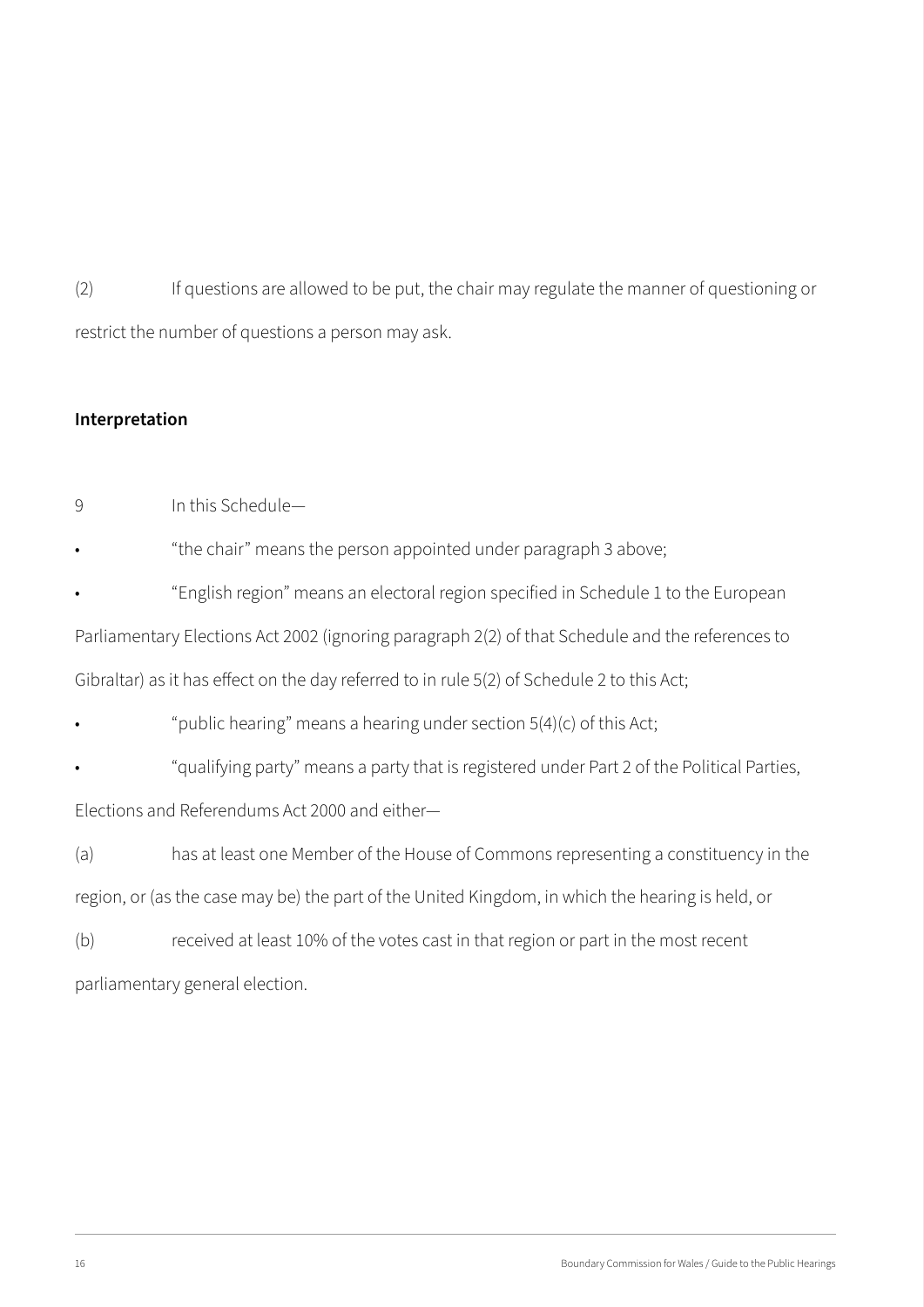(2) If questions are allowed to be put, the chair may regulate the manner of questioning or restrict the number of questions a person may ask.

**Interpretation**

9 In this Schedule—

- "the chair" means the person appointed under paragraph 3 above;
- "English region" means an electoral region specified in Schedule 1 to the European Parliamentary Elections Act 2002 (ignoring paragraph 2(2) of that Schedule and the references to Gibraltar) as it has effect on the day referred to in rule 5(2) of Schedule 2 to this Act;
- "public hearing" means a hearing under section 5(4)(c) of this Act;
- "qualifying party" means a party that is registered under Part 2 of the Political Parties, Elections and Referendums Act 2000 and either—

(a) has at least one Member of the House of Commons representing a constituency in the region, or (as the case may be) the part of the United Kingdom, in which the hearing is held, or

(b) received at least 10% of the votes cast in that region or part in the most recent parliamentary general election.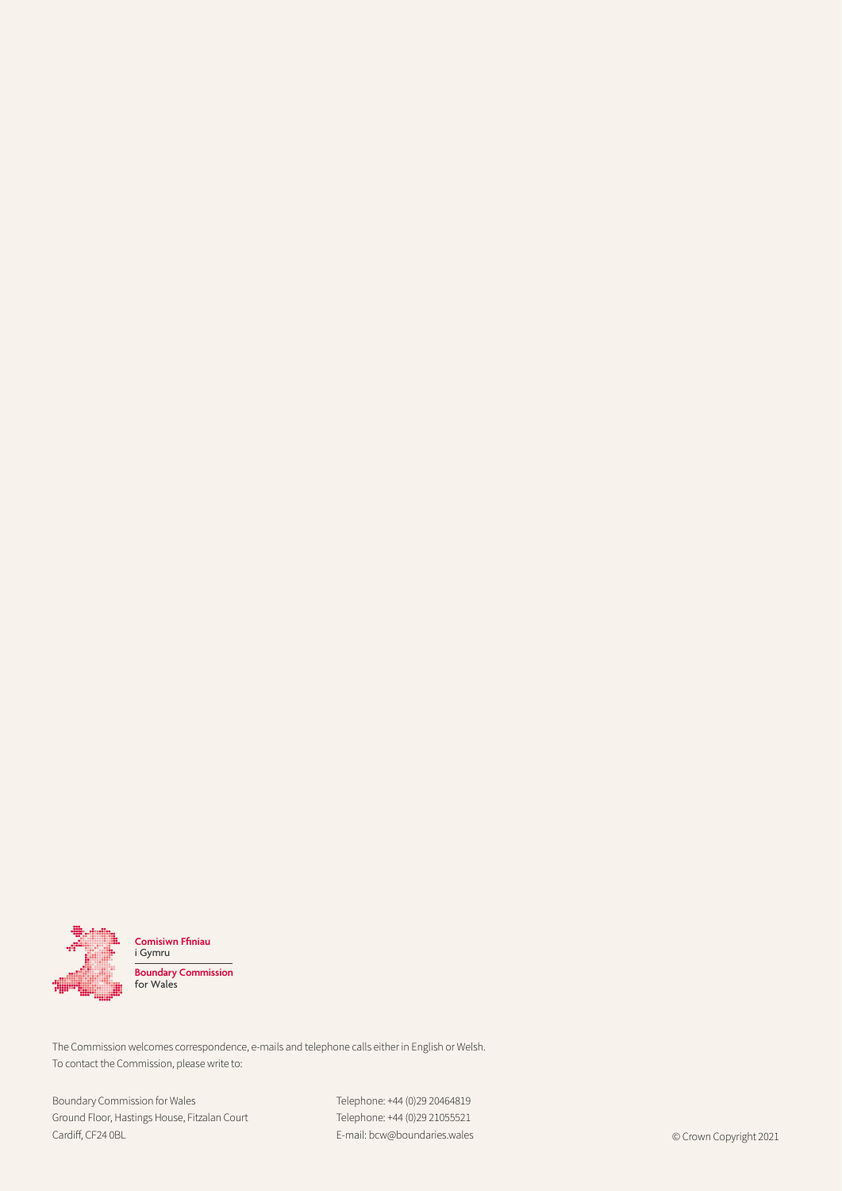Comisiwn Ffiniau
i Gymru

Boundary Commission
for Wales

The Commission welcomes correspondence, e-mails and telephone calls either in English or Welsh.
To contact the Commission, please write to:

Boundary Commission for Wales
Ground Floor, Hastings House, Fitzalan Court
Cardiff, CF24 0BL

Telephone: +44 (0)29 20464819
Telephone: +44 (0)29 21055521
E-mail: bcw@boundaries.wales

© Crown Copyright 2021